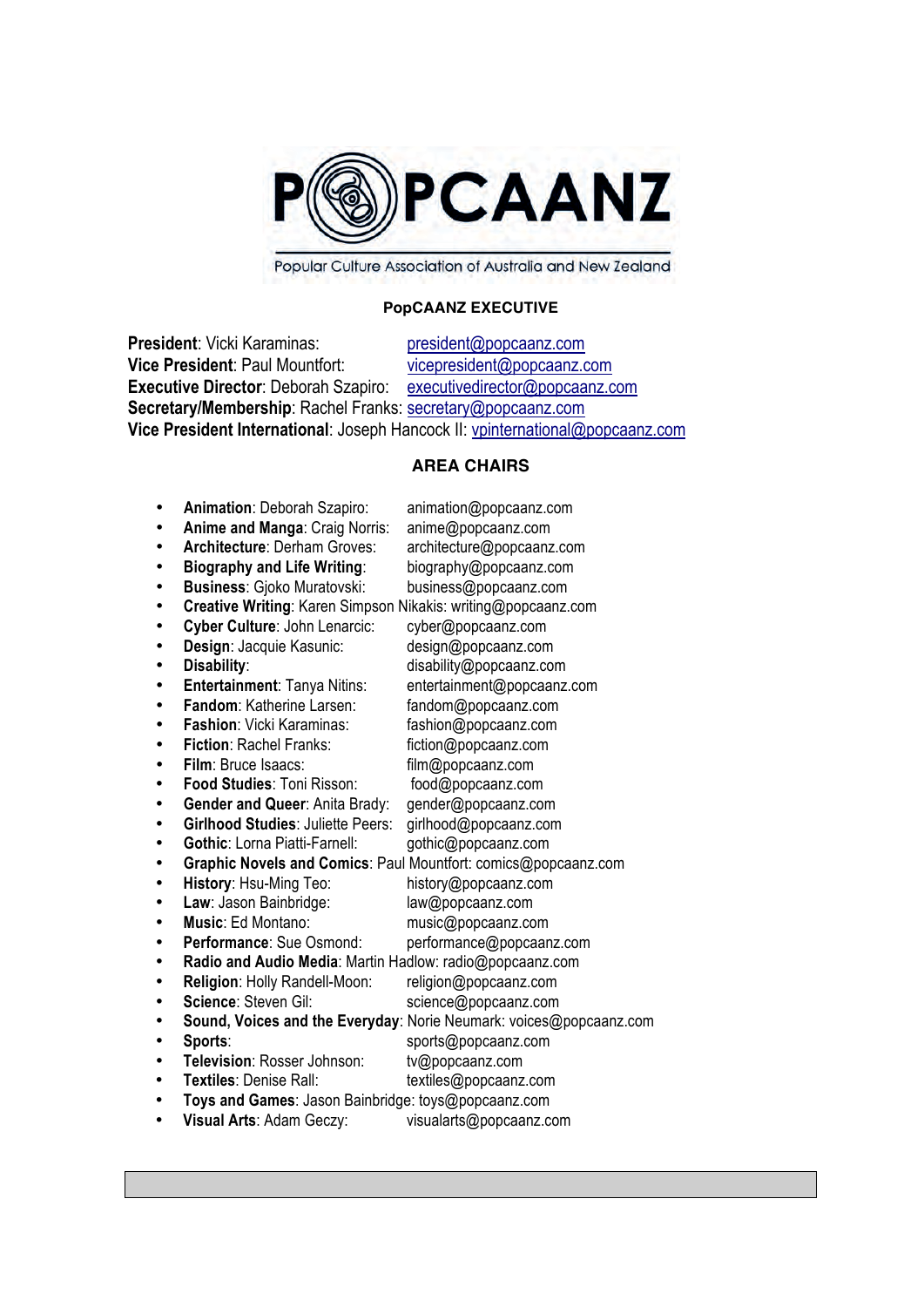# POPCAANZ

Popular Culture Association of Australia and New Zealand

## PopCAANZ EXECUTIVE

**President**: Vicki Karaminas: president@popcaanz.com
**Vice President**: Paul Mountfort: vicepresident@popcaanz.com
**Executive Director**: Deborah Szapiro: executivedirector@popcaanz.com
**Secretary/Membership**: Rachel Franks: secretary@popcaanz.com
**Vice President International**: Joseph Hancock II: vpinternational@popcaanz.com

## AREA CHAIRS

- **Animation**: Deborah Szapiro: animation@popcaanz.com
- **Anime and Manga**: Craig Norris: anime@popcaanz.com
- **Architecture**: Derham Groves: architecture@popcaanz.com
- **Biography and Life Writing**: biography@popcaanz.com
- **Business**: Gjoko Muratovski: business@popcaanz.com
- **Creative Writing**: Karen Simpson Nikakis: writing@popcaanz.com
- **Cyber Culture**: John Lenarcic: cyber@popcaanz.com
- **Design**: Jacquie Kasunic: design@popcaanz.com
- **Disability**: disability@popcaanz.com
- **Entertainment**: Tanya Nitins: entertainment@popcaanz.com
- **Fandom**: Katherine Larsen: fandom@popcaanz.com
- **Fashion**: Vicki Karaminas: fashion@popcaanz.com
- **Fiction**: Rachel Franks: fiction@popcaanz.com
- **Film**: Bruce Isaacs: film@popcaanz.com
- **Food Studies**: Toni Risson: food@popcaanz.com
- **Gender and Queer**: Anita Brady: gender@popcaanz.com
- **Girlhood Studies**: Juliette Peers: girlhood@popcaanz.com
- **Gothic**: Lorna Piatti-Farnell: gothic@popcaanz.com
- **Graphic Novels and Comics**: Paul Mountfort: comics@popcaanz.com
- **History**: Hsu-Ming Teo: history@popcaanz.com
- **Law**: Jason Bainbridge: law@popcaanz.com
- **Music**: Ed Montano: music@popcaanz.com
- **Performance**: Sue Osmond: performance@popcaanz.com
- **Radio and Audio Media**: Martin Hadlow: radio@popcaanz.com
- **Religion**: Holly Randell-Moon: religion@popcaanz.com
- **Science**: Steven Gil: science@popcaanz.com
- **Sound, Voices and the Everyday**: Norie Neumark: voices@popcaanz.com
- **Sports**: sports@popcaanz.com
- **Television**: Rosser Johnson: tv@popcaanz.com
- **Textiles**: Denise Rall: textiles@popcaanz.com
- **Toys and Games**: Jason Bainbridge: toys@popcaanz.com
- **Visual Arts**: Adam Geczy: visualarts@popcaanz.com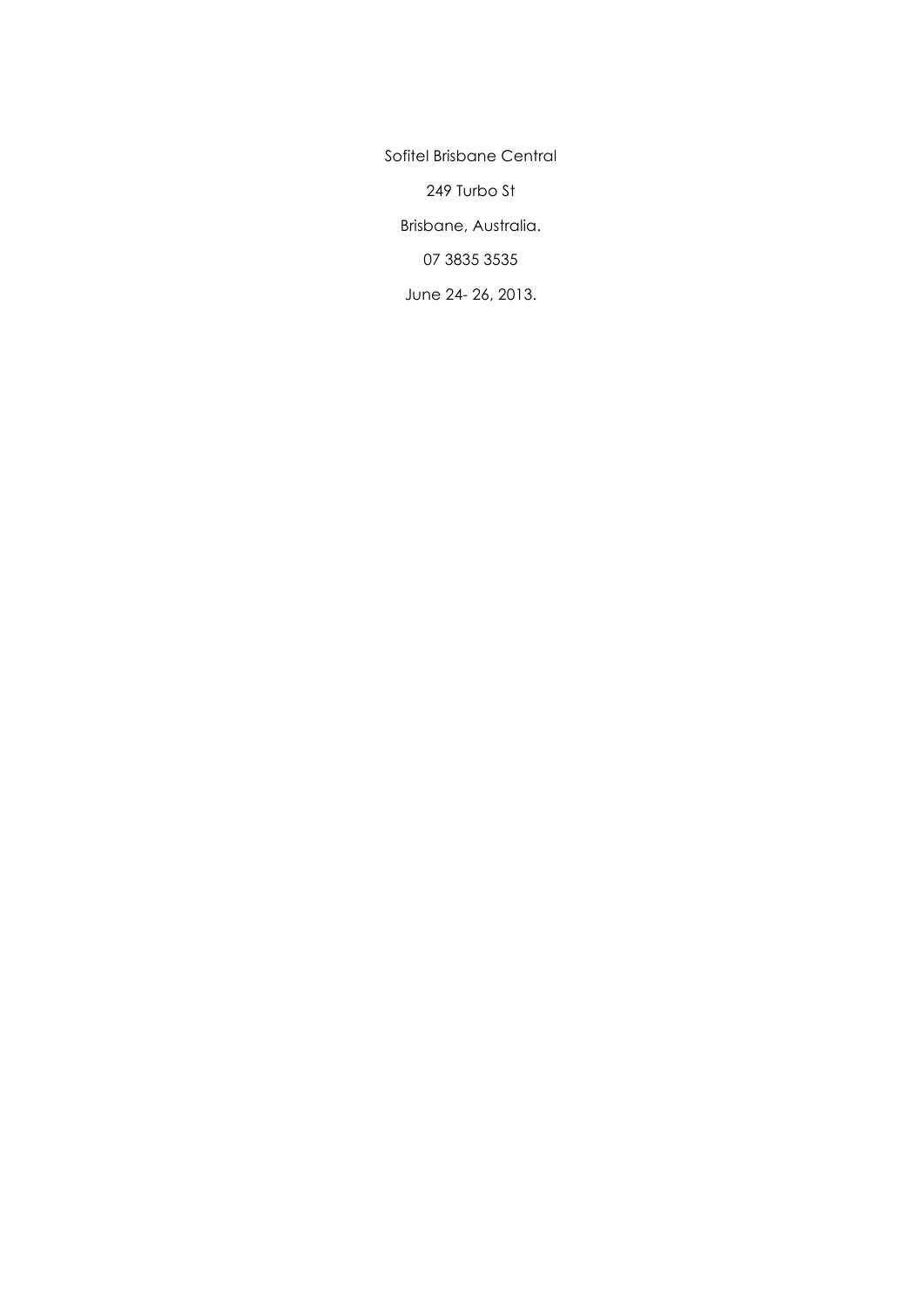Sofitel Brisbane Central

249 Turbo St

Brisbane, Australia.

07 3835 3535

June 24- 26, 2013.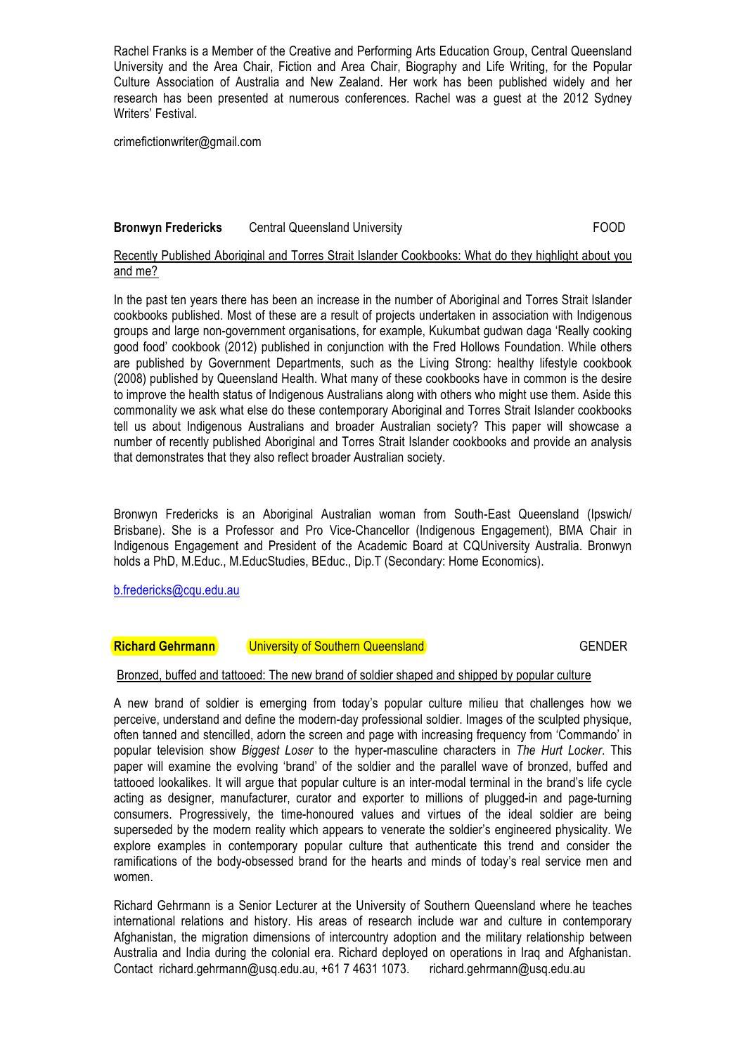Rachel Franks is a Member of the Creative and Performing Arts Education Group, Central Queensland University and the Area Chair, Fiction and Area Chair, Biography and Life Writing, for the Popular Culture Association of Australia and New Zealand. Her work has been published widely and her research has been presented at numerous conferences. Rachel was a guest at the 2012 Sydney Writers' Festival.

crimefictionwriter@gmail.com

**Bronwyn Fredericks** Central Queensland University FOOD

Recently Published Aboriginal and Torres Strait Islander Cookbooks: What do they highlight about you and me?

In the past ten years there has been an increase in the number of Aboriginal and Torres Strait Islander cookbooks published. Most of these are a result of projects undertaken in association with Indigenous groups and large non-government organisations, for example, Kukumbat gudwan daga 'Really cooking good food' cookbook (2012) published in conjunction with the Fred Hollows Foundation. While others are published by Government Departments, such as the Living Strong: healthy lifestyle cookbook (2008) published by Queensland Health. What many of these cookbooks have in common is the desire to improve the health status of Indigenous Australians along with others who might use them. Aside this commonality we ask what else do these contemporary Aboriginal and Torres Strait Islander cookbooks tell us about Indigenous Australians and broader Australian society? This paper will showcase a number of recently published Aboriginal and Torres Strait Islander cookbooks and provide an analysis that demonstrates that they also reflect broader Australian society.

Bronwyn Fredericks is an Aboriginal Australian woman from South-East Queensland (Ipswich/ Brisbane). She is a Professor and Pro Vice-Chancellor (Indigenous Engagement), BMA Chair in Indigenous Engagement and President of the Academic Board at CQUniversity Australia. Bronwyn holds a PhD, M.Educ., M.EducStudies, BEduc., Dip.T (Secondary: Home Economics).

b.fredericks@cqu.edu.au

**Richard Gehrmann** University of Southern Queensland GENDER

Bronzed, buffed and tattooed: The new brand of soldier shaped and shipped by popular culture

A new brand of soldier is emerging from today's popular culture milieu that challenges how we perceive, understand and define the modern-day professional soldier. Images of the sculpted physique, often tanned and stencilled, adorn the screen and page with increasing frequency from 'Commando' in popular television show *Biggest Loser* to the hyper-masculine characters in *The Hurt Locker*. This paper will examine the evolving 'brand' of the soldier and the parallel wave of bronzed, buffed and tattooed lookalikes. It will argue that popular culture is an inter-modal terminal in the brand's life cycle acting as designer, manufacturer, curator and exporter to millions of plugged-in and page-turning consumers. Progressively, the time-honoured values and virtues of the ideal soldier are being superseded by the modern reality which appears to venerate the soldier's engineered physicality. We explore examples in contemporary popular culture that authenticate this trend and consider the ramifications of the body-obsessed brand for the hearts and minds of today's real service men and women.

Richard Gehrmann is a Senior Lecturer at the University of Southern Queensland where he teaches international relations and history. His areas of research include war and culture in contemporary Afghanistan, the migration dimensions of intercountry adoption and the military relationship between Australia and India during the colonial era. Richard deployed on operations in Iraq and Afghanistan. Contact richard.gehrmann@usq.edu.au, +61 7 4631 1073. richard.gehrmann@usq.edu.au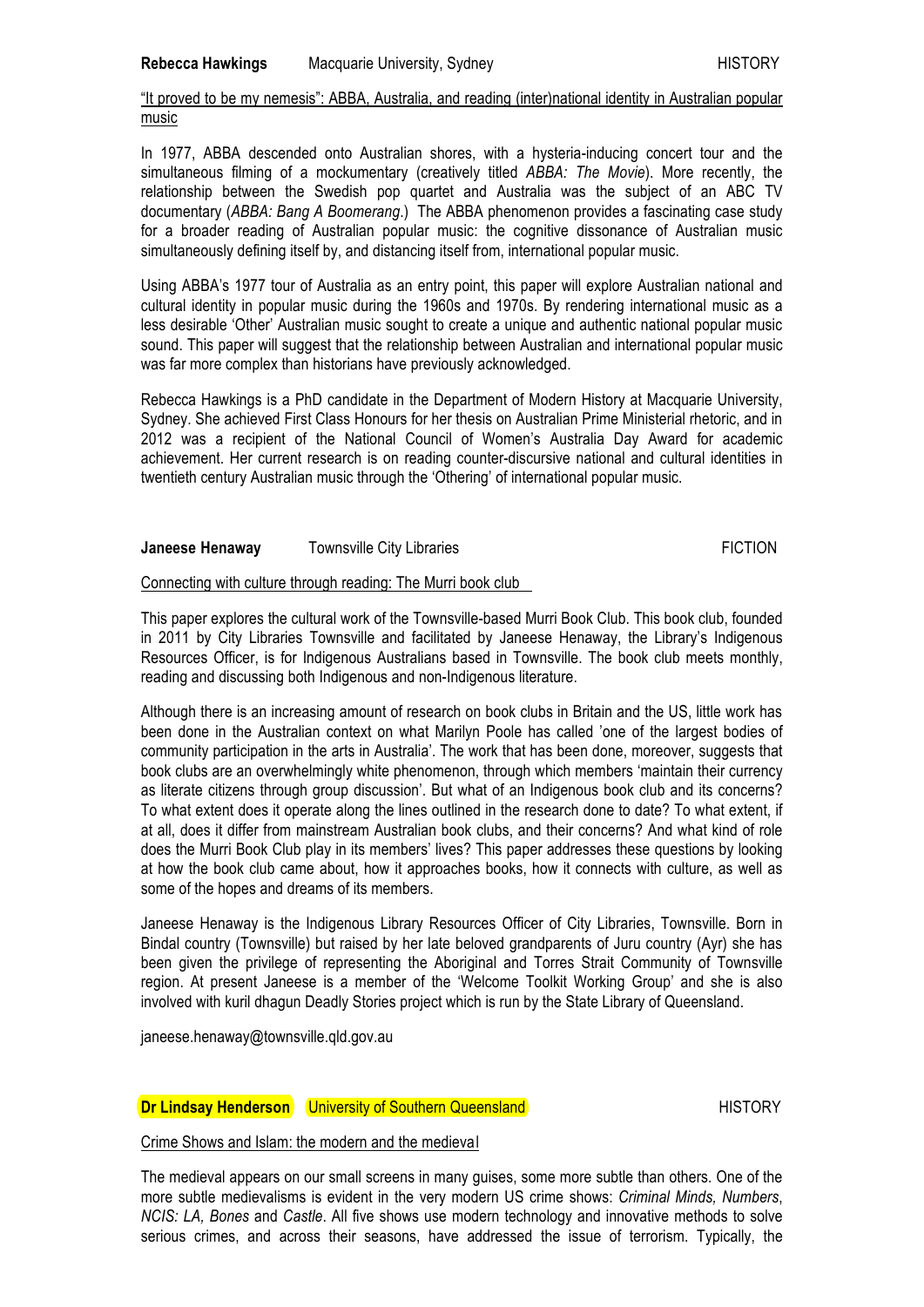**Rebecca Hawkings** Macquarie University, Sydney HISTORY

"It proved to be my nemesis": ABBA, Australia, and reading (inter)national identity in Australian popular music

In 1977, ABBA descended onto Australian shores, with a hysteria-inducing concert tour and the simultaneous filming of a mockumentary (creatively titled *ABBA: The Movie*). More recently, the relationship between the Swedish pop quartet and Australia was the subject of an ABC TV documentary (*ABBA: Bang A Boomerang*.) The ABBA phenomenon provides a fascinating case study for a broader reading of Australian popular music: the cognitive dissonance of Australian music simultaneously defining itself by, and distancing itself from, international popular music.

Using ABBA's 1977 tour of Australia as an entry point, this paper will explore Australian national and cultural identity in popular music during the 1960s and 1970s. By rendering international music as a less desirable 'Other' Australian music sought to create a unique and authentic national popular music sound. This paper will suggest that the relationship between Australian and international popular music was far more complex than historians have previously acknowledged.

Rebecca Hawkings is a PhD candidate in the Department of Modern History at Macquarie University, Sydney. She achieved First Class Honours for her thesis on Australian Prime Ministerial rhetoric, and in 2012 was a recipient of the National Council of Women's Australia Day Award for academic achievement. Her current research is on reading counter-discursive national and cultural identities in twentieth century Australian music through the 'Othering' of international popular music.

**Janeese Henaway** Townsville City Libraries FICTION

Connecting with culture through reading: The Murri book club

This paper explores the cultural work of the Townsville-based Murri Book Club. This book club, founded in 2011 by City Libraries Townsville and facilitated by Janeese Henaway, the Library's Indigenous Resources Officer, is for Indigenous Australians based in Townsville. The book club meets monthly, reading and discussing both Indigenous and non-Indigenous literature.

Although there is an increasing amount of research on book clubs in Britain and the US, little work has been done in the Australian context on what Marilyn Poole has called 'one of the largest bodies of community participation in the arts in Australia'. The work that has been done, moreover, suggests that book clubs are an overwhelmingly white phenomenon, through which members 'maintain their currency as literate citizens through group discussion'. But what of an Indigenous book club and its concerns? To what extent does it operate along the lines outlined in the research done to date? To what extent, if at all, does it differ from mainstream Australian book clubs, and their concerns? And what kind of role does the Murri Book Club play in its members' lives? This paper addresses these questions by looking at how the book club came about, how it approaches books, how it connects with culture, as well as some of the hopes and dreams of its members.

Janeese Henaway is the Indigenous Library Resources Officer of City Libraries, Townsville. Born in Bindal country (Townsville) but raised by her late beloved grandparents of Juru country (Ayr) she has been given the privilege of representing the Aboriginal and Torres Strait Community of Townsville region. At present Janeese is a member of the 'Welcome Toolkit Working Group' and she is also involved with kuril dhagun Deadly Stories project which is run by the State Library of Queensland.

janeese.henaway@townsville.qld.gov.au

**Dr Lindsay Henderson** University of Southern Queensland HISTORY

Crime Shows and Islam: the modern and the medieval

The medieval appears on our small screens in many guises, some more subtle than others. One of the more subtle medievalisms is evident in the very modern US crime shows: *Criminal Minds, Numbers*, *NCIS: LA, Bones* and *Castle*. All five shows use modern technology and innovative methods to solve serious crimes, and across their seasons, have addressed the issue of terrorism. Typically, the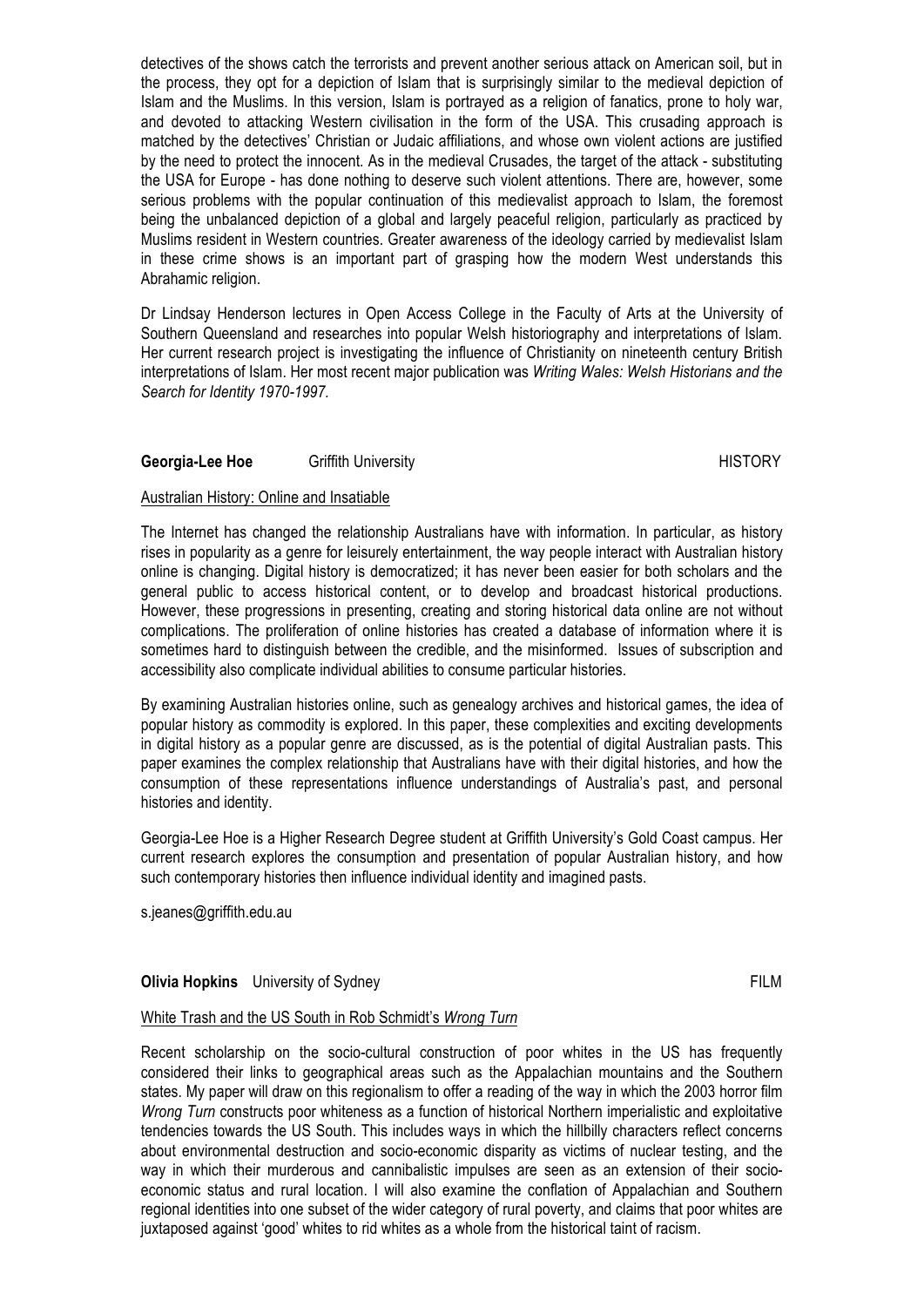detectives of the shows catch the terrorists and prevent another serious attack on American soil, but in the process, they opt for a depiction of Islam that is surprisingly similar to the medieval depiction of Islam and the Muslims. In this version, Islam is portrayed as a religion of fanatics, prone to holy war, and devoted to attacking Western civilisation in the form of the USA. This crusading approach is matched by the detectives' Christian or Judaic affiliations, and whose own violent actions are justified by the need to protect the innocent. As in the medieval Crusades, the target of the attack - substituting the USA for Europe - has done nothing to deserve such violent attentions. There are, however, some serious problems with the popular continuation of this medievalist approach to Islam, the foremost being the unbalanced depiction of a global and largely peaceful religion, particularly as practiced by Muslims resident in Western countries. Greater awareness of the ideology carried by medievalist Islam in these crime shows is an important part of grasping how the modern West understands this Abrahamic religion.

Dr Lindsay Henderson lectures in Open Access College in the Faculty of Arts at the University of Southern Queensland and researches into popular Welsh historiography and interpretations of Islam. Her current research project is investigating the influence of Christianity on nineteenth century British interpretations of Islam. Her most recent major publication was *Writing Wales: Welsh Historians and the Search for Identity 1970-1997.*

**Georgia-Lee Hoe** Griffith University HISTORY

Australian History: Online and Insatiable

The Internet has changed the relationship Australians have with information. In particular, as history rises in popularity as a genre for leisurely entertainment, the way people interact with Australian history online is changing. Digital history is democratized; it has never been easier for both scholars and the general public to access historical content, or to develop and broadcast historical productions. However, these progressions in presenting, creating and storing historical data online are not without complications. The proliferation of online histories has created a database of information where it is sometimes hard to distinguish between the credible, and the misinformed. Issues of subscription and accessibility also complicate individual abilities to consume particular histories.

By examining Australian histories online, such as genealogy archives and historical games, the idea of popular history as commodity is explored. In this paper, these complexities and exciting developments in digital history as a popular genre are discussed, as is the potential of digital Australian pasts. This paper examines the complex relationship that Australians have with their digital histories, and how the consumption of these representations influence understandings of Australia's past, and personal histories and identity.

Georgia-Lee Hoe is a Higher Research Degree student at Griffith University's Gold Coast campus. Her current research explores the consumption and presentation of popular Australian history, and how such contemporary histories then influence individual identity and imagined pasts.

s.jeanes@griffith.edu.au

**Olivia Hopkins** University of Sydney FILM

White Trash and the US South in Rob Schmidt's *Wrong Turn*

Recent scholarship on the socio-cultural construction of poor whites in the US has frequently considered their links to geographical areas such as the Appalachian mountains and the Southern states. My paper will draw on this regionalism to offer a reading of the way in which the 2003 horror film *Wrong Turn* constructs poor whiteness as a function of historical Northern imperialistic and exploitative tendencies towards the US South. This includes ways in which the hillbilly characters reflect concerns about environmental destruction and socio-economic disparity as victims of nuclear testing, and the way in which their murderous and cannibalistic impulses are seen as an extension of their socio-economic status and rural location. I will also examine the conflation of Appalachian and Southern regional identities into one subset of the wider category of rural poverty, and claims that poor whites are juxtaposed against 'good' whites to rid whites as a whole from the historical taint of racism.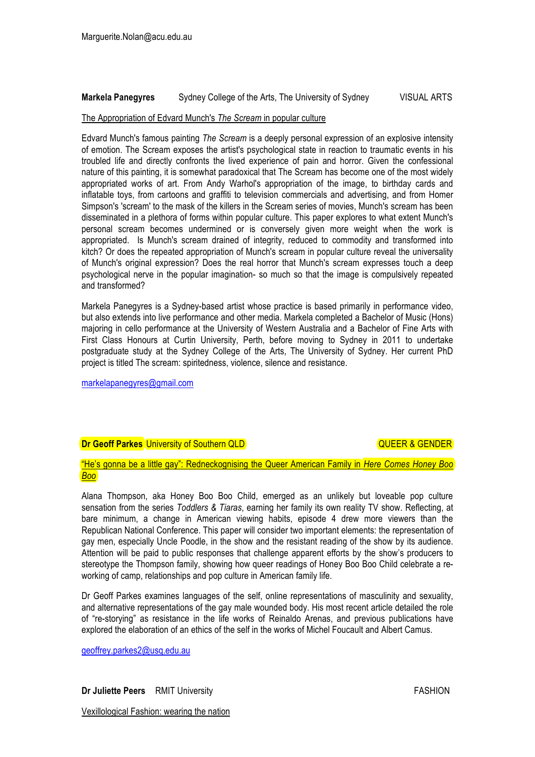Marguerite.Nolan@acu.edu.au

**Markela Panegyres** Sydney College of the Arts, The University of Sydney VISUAL ARTS

The Appropriation of Edvard Munch's *The Scream* in popular culture

Edvard Munch's famous painting *The Scream* is a deeply personal expression of an explosive intensity of emotion. The Scream exposes the artist's psychological state in reaction to traumatic events in his troubled life and directly confronts the lived experience of pain and horror. Given the confessional nature of this painting, it is somewhat paradoxical that The Scream has become one of the most widely appropriated works of art. From Andy Warhol's appropriation of the image, to birthday cards and inflatable toys, from cartoons and graffiti to television commercials and advertising, and from Homer Simpson's 'scream' to the mask of the killers in the Scream series of movies, Munch's scream has been disseminated in a plethora of forms within popular culture. This paper explores to what extent Munch's personal scream becomes undermined or is conversely given more weight when the work is appropriated. Is Munch's scream drained of integrity, reduced to commodity and transformed into kitch? Or does the repeated appropriation of Munch's scream in popular culture reveal the universality of Munch's original expression? Does the real horror that Munch's scream expresses touch a deep psychological nerve in the popular imagination- so much so that the image is compulsively repeated and transformed?

Markela Panegyres is a Sydney-based artist whose practice is based primarily in performance video, but also extends into live performance and other media. Markela completed a Bachelor of Music (Hons) majoring in cello performance at the University of Western Australia and a Bachelor of Fine Arts with First Class Honours at Curtin University, Perth, before moving to Sydney in 2011 to undertake postgraduate study at the Sydney College of the Arts, The University of Sydney. Her current PhD project is titled The scream: spiritedness, violence, silence and resistance.

markelapanegyres@gmail.com

**Dr Geoff Parkes** University of Southern QLD QUEER & GENDER

"He's gonna be a little gay": Redneckognising the Queer American Family in *Here Comes Honey Boo Boo*

Alana Thompson, aka Honey Boo Boo Child, emerged as an unlikely but loveable pop culture sensation from the series *Toddlers & Tiaras*, earning her family its own reality TV show. Reflecting, at bare minimum, a change in American viewing habits, episode 4 drew more viewers than the Republican National Conference. This paper will consider two important elements: the representation of gay men, especially Uncle Poodle, in the show and the resistant reading of the show by its audience. Attention will be paid to public responses that challenge apparent efforts by the show's producers to stereotype the Thompson family, showing how queer readings of Honey Boo Boo Child celebrate a re-working of camp, relationships and pop culture in American family life.

Dr Geoff Parkes examines languages of the self, online representations of masculinity and sexuality, and alternative representations of the gay male wounded body. His most recent article detailed the role of "re-storying" as resistance in the life works of Reinaldo Arenas, and previous publications have explored the elaboration of an ethics of the self in the works of Michel Foucault and Albert Camus.

geoffrey.parkes2@usq.edu.au

**Dr Juliette Peers** RMIT University FASHION

Vexillological Fashion: wearing the nation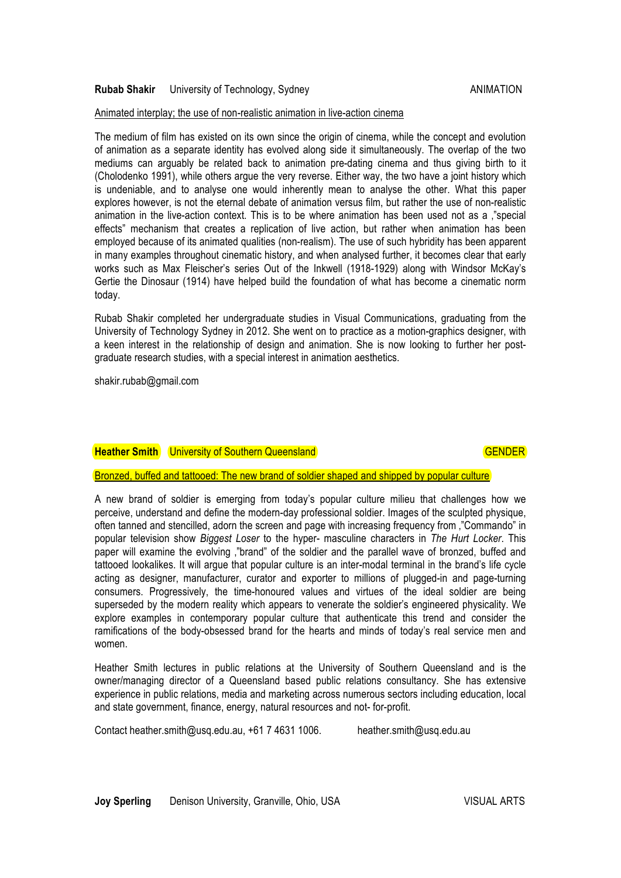**Rubab Shakir** University of Technology, Sydney ANIMATION

Animated interplay; the use of non-realistic animation in live-action cinema

The medium of film has existed on its own since the origin of cinema, while the concept and evolution of animation as a separate identity has evolved along side it simultaneously. The overlap of the two mediums can arguably be related back to animation pre-dating cinema and thus giving birth to it (Cholodenko 1991), while others argue the very reverse. Either way, the two have a joint history which is undeniable, and to analyse one would inherently mean to analyse the other. What this paper explores however, is not the eternal debate of animation versus film, but rather the use of non-realistic animation in the live-action context. This is to be where animation has been used not as a ,"special effects" mechanism that creates a replication of live action, but rather when animation has been employed because of its animated qualities (non-realism). The use of such hybridity has been apparent in many examples throughout cinematic history, and when analysed further, it becomes clear that early works such as Max Fleischer's series Out of the Inkwell (1918-1929) along with Windsor McKay's Gertie the Dinosaur (1914) have helped build the foundation of what has become a cinematic norm today.

Rubab Shakir completed her undergraduate studies in Visual Communications, graduating from the University of Technology Sydney in 2012. She went on to practice as a motion-graphics designer, with a keen interest in the relationship of design and animation. She is now looking to further her post-graduate research studies, with a special interest in animation aesthetics.

shakir.rubab@gmail.com

**Heather Smith** University of Southern Queensland GENDER

Bronzed, buffed and tattooed: The new brand of soldier shaped and shipped by popular culture

A new brand of soldier is emerging from today's popular culture milieu that challenges how we perceive, understand and define the modern-day professional soldier. Images of the sculpted physique, often tanned and stencilled, adorn the screen and page with increasing frequency from ,"Commando" in popular television show *Biggest Loser* to the hyper- masculine characters in *The Hurt Locker*. This paper will examine the evolving ,"brand" of the soldier and the parallel wave of bronzed, buffed and tattooed lookalikes. It will argue that popular culture is an inter-modal terminal in the brand's life cycle acting as designer, manufacturer, curator and exporter to millions of plugged-in and page-turning consumers. Progressively, the time-honoured values and virtues of the ideal soldier are being superseded by the modern reality which appears to venerate the soldier's engineered physicality. We explore examples in contemporary popular culture that authenticate this trend and consider the ramifications of the body-obsessed brand for the hearts and minds of today's real service men and women.

Heather Smith lectures in public relations at the University of Southern Queensland and is the owner/managing director of a Queensland based public relations consultancy. She has extensive experience in public relations, media and marketing across numerous sectors including education, local and state government, finance, energy, natural resources and not- for-profit.

Contact heather.smith@usq.edu.au, +61 7 4631 1006. heather.smith@usq.edu.au

**Joy Sperling** Denison University, Granville, Ohio, USA VISUAL ARTS